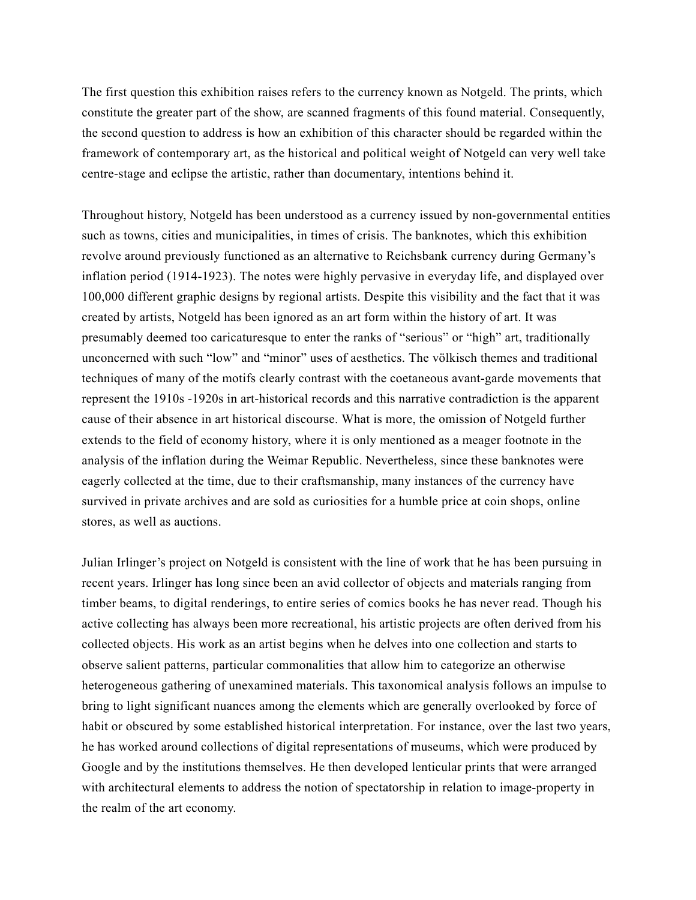The first question this exhibition raises refers to the currency known as Notgeld. The prints, which constitute the greater part of the show, are scanned fragments of this found material. Consequently, the second question to address is how an exhibition of this character should be regarded within the framework of contemporary art, as the historical and political weight of Notgeld can very well take centre-stage and eclipse the artistic, rather than documentary, intentions behind it.

Throughout history, Notgeld has been understood as a currency issued by non-governmental entities such as towns, cities and municipalities, in times of crisis. The banknotes, which this exhibition revolve around previously functioned as an alternative to Reichsbank currency during Germany's inflation period (1914-1923). The notes were highly pervasive in everyday life, and displayed over 100,000 different graphic designs by regional artists. Despite this visibility and the fact that it was created by artists, Notgeld has been ignored as an art form within the history of art. It was presumably deemed too caricaturesque to enter the ranks of "serious" or "high" art, traditionally unconcerned with such "low" and "minor" uses of aesthetics. The völkisch themes and traditional techniques of many of the motifs clearly contrast with the coetaneous avant-garde movements that represent the 1910s -1920s in art-historical records and this narrative contradiction is the apparent cause of their absence in art historical discourse. What is more, the omission of Notgeld further extends to the field of economy history, where it is only mentioned as a meager footnote in the analysis of the inflation during the Weimar Republic. Nevertheless, since these banknotes were eagerly collected at the time, due to their craftsmanship, many instances of the currency have survived in private archives and are sold as curiosities for a humble price at coin shops, online stores, as well as auctions.

Julian Irlinger's project on Notgeld is consistent with the line of work that he has been pursuing in recent years. Irlinger has long since been an avid collector of objects and materials ranging from timber beams, to digital renderings, to entire series of comics books he has never read. Though his active collecting has always been more recreational, his artistic projects are often derived from his collected objects. His work as an artist begins when he delves into one collection and starts to observe salient patterns, particular commonalities that allow him to categorize an otherwise heterogeneous gathering of unexamined materials. This taxonomical analysis follows an impulse to bring to light significant nuances among the elements which are generally overlooked by force of habit or obscured by some established historical interpretation. For instance, over the last two years, he has worked around collections of digital representations of museums, which were produced by Google and by the institutions themselves. He then developed lenticular prints that were arranged with architectural elements to address the notion of spectatorship in relation to image-property in the realm of the art economy.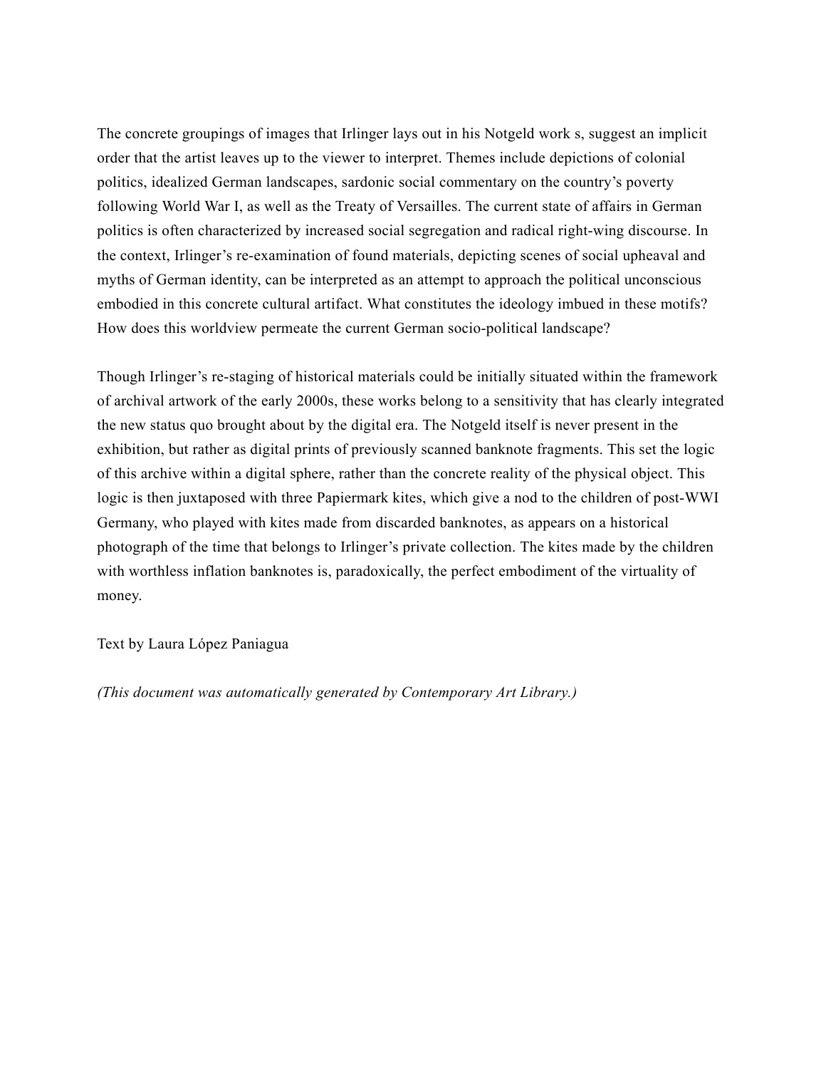The concrete groupings of images that Irlinger lays out in his Notgeld work s, suggest an implicit order that the artist leaves up to the viewer to interpret. Themes include depictions of colonial politics, idealized German landscapes, sardonic social commentary on the country's poverty following World War I, as well as the Treaty of Versailles. The current state of affairs in German politics is often characterized by increased social segregation and radical right-wing discourse. In the context, Irlinger's re-examination of found materials, depicting scenes of social upheaval and myths of German identity, can be interpreted as an attempt to approach the political unconscious embodied in this concrete cultural artifact. What constitutes the ideology imbued in these motifs? How does this worldview permeate the current German socio-political landscape?

Though Irlinger's re-staging of historical materials could be initially situated within the framework of archival artwork of the early 2000s, these works belong to a sensitivity that has clearly integrated the new status quo brought about by the digital era. The Notgeld itself is never present in the exhibition, but rather as digital prints of previously scanned banknote fragments. This set the logic of this archive within a digital sphere, rather than the concrete reality of the physical object. This logic is then juxtaposed with three Papiermark kites, which give a nod to the children of post-WWI Germany, who played with kites made from discarded banknotes, as appears on a historical photograph of the time that belongs to Irlinger's private collection. The kites made by the children with worthless inflation banknotes is, paradoxically, the perfect embodiment of the virtuality of money.

Text by Laura López Paniagua

*(This document was automatically generated by Contemporary Art Library.)*